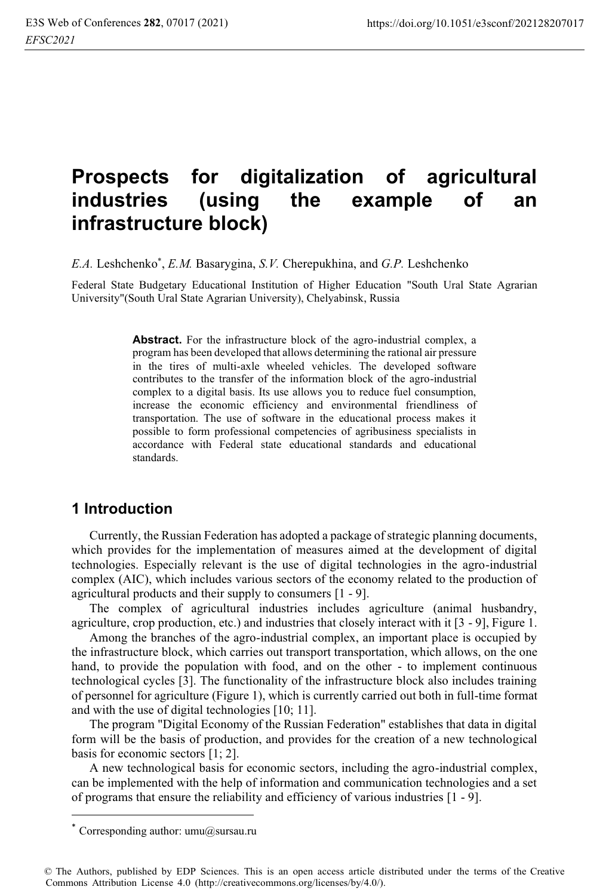# Prospects for digitalization of agricultural industries (using the example of an infrastructure block)

*E.A.* Leshchenko[*], *E.M.* Basarygina, *S.V.* Cherepukhina, and *G.P.* Leshchenko

Federal State Budgetary Educational Institution of Higher Education "South Ural State Agrarian University"(South Ural State Agrarian University), Chelyabinsk, Russia

> **Abstract.** For the infrastructure block of the agro-industrial complex, a program has been developed that allows determining the rational air pressure in the tires of multi-axle wheeled vehicles. The developed software contributes to the transfer of the information block of the agro-industrial complex to a digital basis. Its use allows you to reduce fuel consumption, increase the economic efficiency and environmental friendliness of transportation. The use of software in the educational process makes it possible to form professional competencies of agribusiness specialists in accordance with Federal state educational standards and educational standards.

## 1 Introduction

Currently, the Russian Federation has adopted a package of strategic planning documents, which provides for the implementation of measures aimed at the development of digital technologies. Especially relevant is the use of digital technologies in the agro-industrial complex (AIC), which includes various sectors of the economy related to the production of agricultural products and their supply to consumers [1 - 9].

The complex of agricultural industries includes agriculture (animal husbandry, agriculture, crop production, etc.) and industries that closely interact with it [3 - 9], Figure 1.

Among the branches of the agro-industrial complex, an important place is occupied by the infrastructure block, which carries out transport transportation, which allows, on the one hand, to provide the population with food, and on the other - to implement continuous technological cycles [3]. The functionality of the infrastructure block also includes training of personnel for agriculture (Figure 1), which is currently carried out both in full-time format and with the use of digital technologies [10; 11].

The program "Digital Economy of the Russian Federation" establishes that data in digital form will be the basis of production, and provides for the creation of a new technological basis for economic sectors [1; 2].

A new technological basis for economic sectors, including the agro-industrial complex, can be implemented with the help of information and communication technologies and a set of programs that ensure the reliability and efficiency of various industries [1 - 9].

---

[*] Corresponding author: umu@sursau.ru

© The Authors, published by EDP Sciences. This is an open access article distributed under the terms of the Creative Commons Attribution License 4.0 (http://creativecommons.org/licenses/by/4.0/).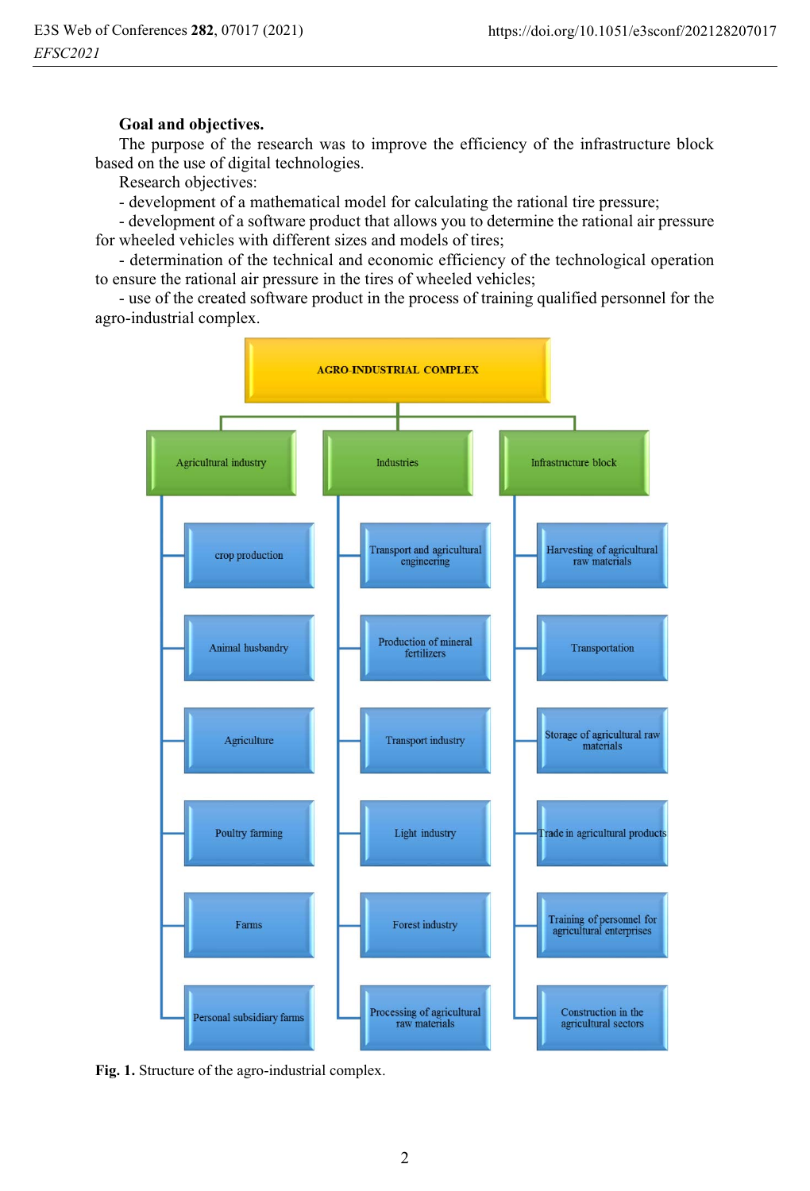**Goal and objectives.**

The purpose of the research was to improve the efficiency of the infrastructure block based on the use of digital technologies.

Research objectives:

- development of a mathematical model for calculating the rational tire pressure;
- development of a software product that allows you to determine the rational air pressure for wheeled vehicles with different sizes and models of tires;
- determination of the technical and economic efficiency of the technological operation to ensure the rational air pressure in the tires of wheeled vehicles;
- use of the created software product in the process of training qualified personnel for the agro-industrial complex.

AGRO-INDUSTRIAL COMPLEX

- Agricultural industry
  - crop production
  - Animal husbandry
  - Agriculture
  - Poultry farming
  - Farms
  - Personal subsidiary farms
- Industries
  - Transport and agricultural engineering
  - Production of mineral fertilizers
  - Transport industry
  - Light industry
  - Forest industry
  - Processing of agricultural raw materials
- Infrastructure block
  - Harvesting of agricultural raw materials
  - Transportation
  - Storage of agricultural raw materials
  - Trade in agricultural products
  - Training of personnel for agricultural enterprises
  - Construction in the agricultural sectors

**Fig. 1.** Structure of the agro-industrial complex.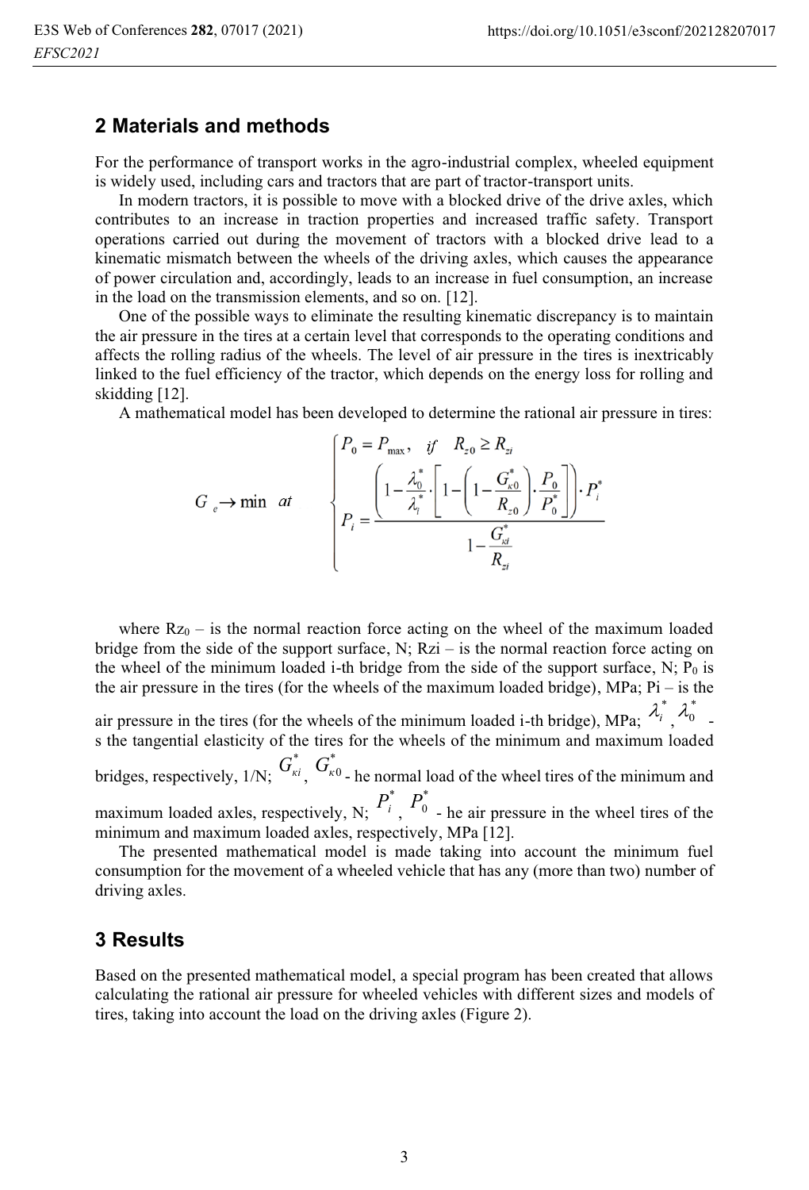## 2 Materials and methods

For the performance of transport works in the agro-industrial complex, wheeled equipment is widely used, including cars and tractors that are part of tractor-transport units.

In modern tractors, it is possible to move with a blocked drive of the drive axles, which contributes to an increase in traction properties and increased traffic safety. Transport operations carried out during the movement of tractors with a blocked drive lead to a kinematic mismatch between the wheels of the driving axles, which causes the appearance of power circulation and, accordingly, leads to an increase in fuel consumption, an increase in the load on the transmission elements, and so on. [12].

One of the possible ways to eliminate the resulting kinematic discrepancy is to maintain the air pressure in the tires at a certain level that corresponds to the operating conditions and affects the rolling radius of the wheels. The level of air pressure in the tires is inextricably linked to the fuel efficiency of the tractor, which depends on the energy loss for rolling and skidding [12].

A mathematical model has been developed to determine the rational air pressure in tires:

$$G_e \rightarrow \min \quad at \quad \begin{cases} P_0 = P_{\max}, \quad if \quad R_{z0} \geq R_{zi} \\ P_i = \dfrac{\left(1 - \dfrac{\lambda_0^*}{\lambda_i^*} \cdot \left[1 - \left(1 - \dfrac{G_{\kappa 0}^*}{R_{z0}}\right) \cdot \dfrac{P_0}{P_0^*}\right]\right) \cdot P_i^*}{1 - \dfrac{G_{\kappa i}^*}{R_{zi}}} \end{cases}$$

where $R_{z0}$ – is the normal reaction force acting on the wheel of the maximum loaded bridge from the side of the support surface, N; $R_{zi}$ – is the normal reaction force acting on the wheel of the minimum loaded i-th bridge from the side of the support surface, N; $P_0$ is the air pressure in the tires (for the wheels of the maximum loaded bridge), MPa; $P_i$ – is the air pressure in the tires (for the wheels of the minimum loaded i-th bridge), MPa; $\lambda_i^*$, $\lambda_0^*$ - s the tangential elasticity of the tires for the wheels of the minimum and maximum loaded bridges, respectively, 1/N; $G_{\kappa i}^*$, $G_{\kappa 0}^*$ - he normal load of the wheel tires of the minimum and maximum loaded axles, respectively, N; $P_i^*$, $P_0^*$ - he air pressure in the wheel tires of the minimum and maximum loaded axles, respectively, MPa [12].

The presented mathematical model is made taking into account the minimum fuel consumption for the movement of a wheeled vehicle that has any (more than two) number of driving axles.

## 3 Results

Based on the presented mathematical model, a special program has been created that allows calculating the rational air pressure for wheeled vehicles with different sizes and models of tires, taking into account the load on the driving axles (Figure 2).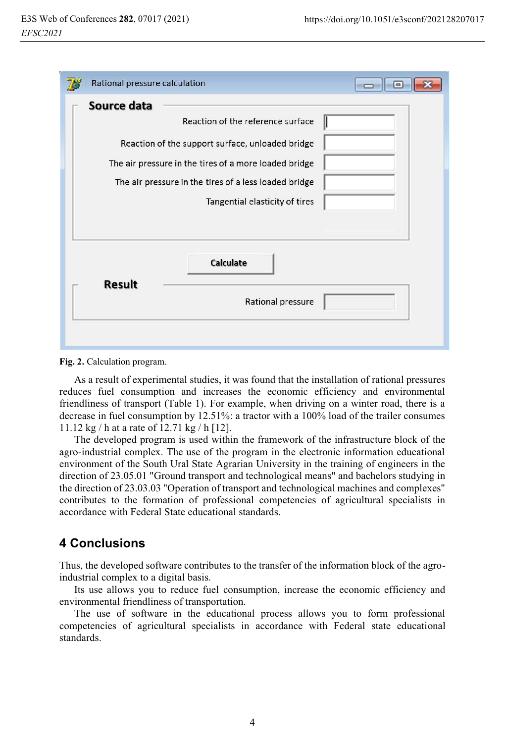Fig. 2. Calculation program.

As a result of experimental studies, it was found that the installation of rational pressures reduces fuel consumption and increases the economic efficiency and environmental friendliness of transport (Table 1). For example, when driving on a winter road, there is a decrease in fuel consumption by 12.51%: a tractor with a 100% load of the trailer consumes 11.12 kg / h at a rate of 12.71 kg / h [12].

The developed program is used within the framework of the infrastructure block of the agro-industrial complex. The use of the program in the electronic information educational environment of the South Ural State Agrarian University in the training of engineers in the direction of 23.05.01 "Ground transport and technological means" and bachelors studying in the direction of 23.03.03 "Operation of transport and technological machines and complexes" contributes to the formation of professional competencies of agricultural specialists in accordance with Federal State educational standards.

## 4 Conclusions

Thus, the developed software contributes to the transfer of the information block of the agro-industrial complex to a digital basis.

Its use allows you to reduce fuel consumption, increase the economic efficiency and environmental friendliness of transportation.

The use of software in the educational process allows you to form professional competencies of agricultural specialists in accordance with Federal state educational standards.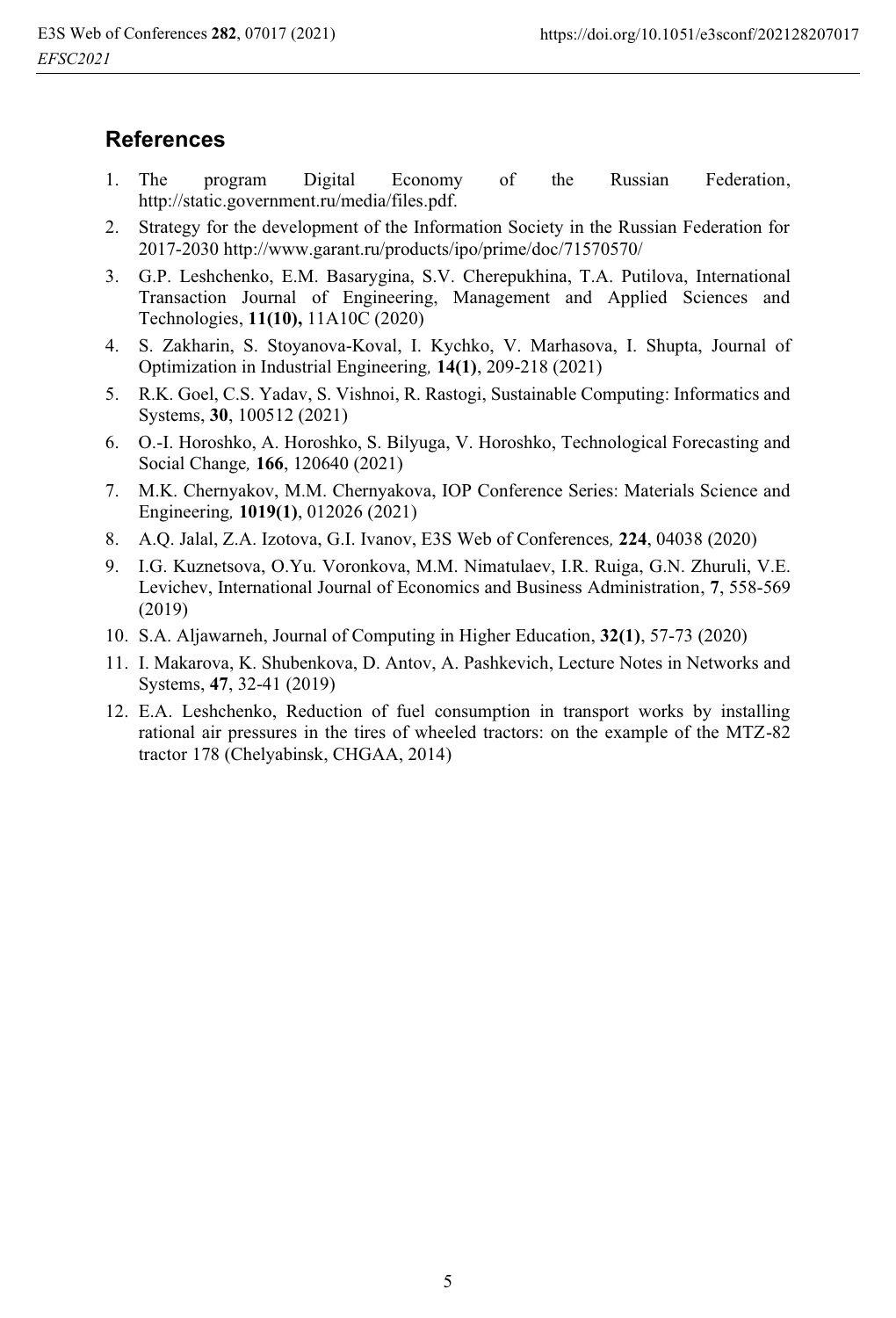## References

1. The program Digital Economy of the Russian Federation, http://static.government.ru/media/files.pdf.
2. Strategy for the development of the Information Society in the Russian Federation for 2017-2030 http://www.garant.ru/products/ipo/prime/doc/71570570/
3. G.P. Leshchenko, E.M. Basarygina, S.V. Cherepukhina, T.A. Putilova, International Transaction Journal of Engineering, Management and Applied Sciences and Technologies, **11(10),** 11A10C (2020)
4. S. Zakharin, S. Stoyanova-Koval, I. Kychko, V. Marhasova, I. Shupta, Journal of Optimization in Industrial Engineering*,* **14(1)**, 209-218 (2021)
5. R.K. Goel, C.S. Yadav, S. Vishnoi, R. Rastogi, Sustainable Computing: Informatics and Systems, **30**, 100512 (2021)
6. O.-I. Horoshko, A. Horoshko, S. Bilyuga, V. Horoshko, Technological Forecasting and Social Change*,* **166**, 120640 (2021)
7. M.K. Chernyakov, M.M. Chernyakova, IOP Conference Series: Materials Science and Engineering*,* **1019(1)**, 012026 (2021)
8. A.Q. Jalal, Z.A. Izotova, G.I. Ivanov, E3S Web of Conferences*,* **224**, 04038 (2020)
9. I.G. Kuznetsova, O.Yu. Voronkova, M.M. Nimatulaev, I.R. Ruiga, G.N. Zhuruli, V.E. Levichev, International Journal of Economics and Business Administration, **7**, 558-569 (2019)
10. S.A. Aljawarneh, Journal of Computing in Higher Education, **32(1)**, 57-73 (2020)
11. I. Makarova, K. Shubenkova, D. Antov, A. Pashkevich, Lecture Notes in Networks and Systems, **47**, 32-41 (2019)
12. E.A. Leshchenko, Reduction of fuel consumption in transport works by installing rational air pressures in the tires of wheeled tractors: on the example of the MTZ-82 tractor 178 (Chelyabinsk, CHGAA, 2014)